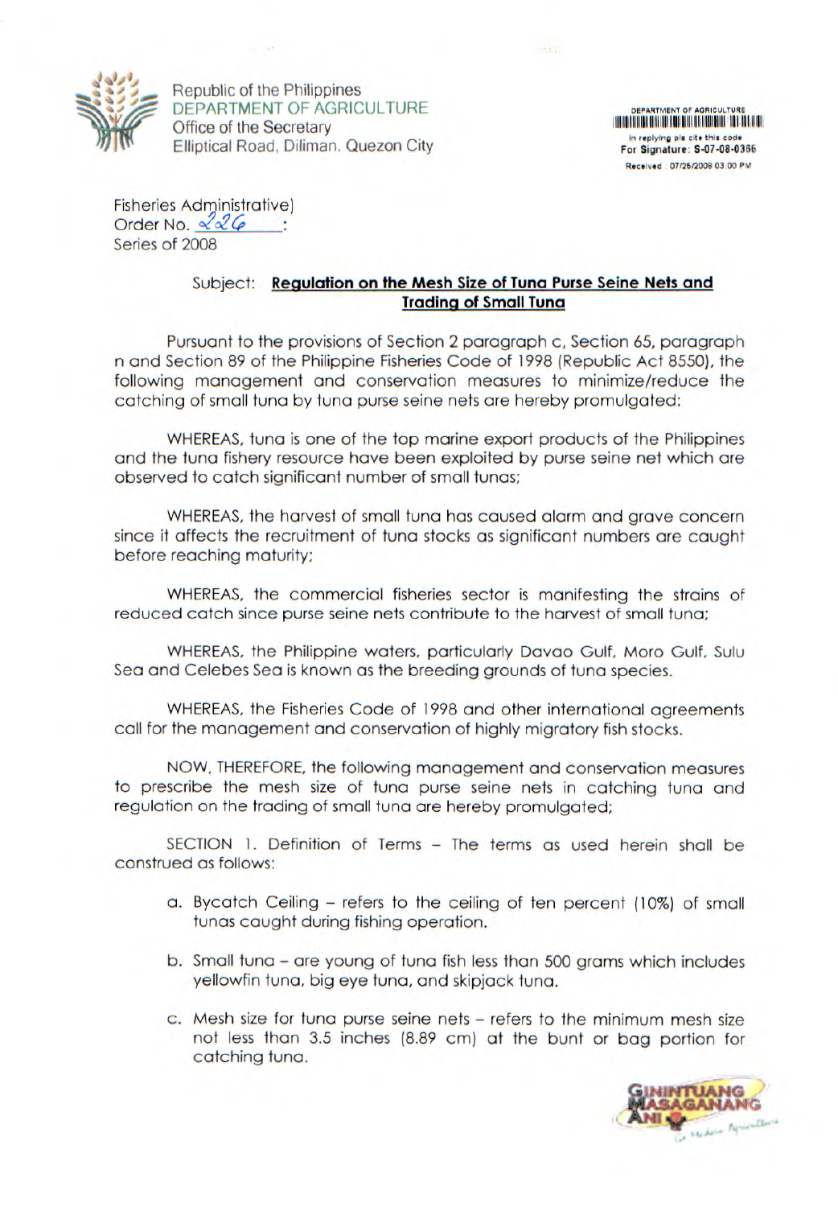Republic of the Philippines
DEPARTMENT OF AGRICULTURE
Office of the Secretary
Elliptical Road, Diliman, Quezon City

DEPARTMENT OF AGRICULTURE
In replying pls cite this code
For Signature: S-07-08-0366
Received : 07/26/2008 03:00 PM

Fisheries Administrative)
Order No. 226 :
Series of 2008

Subject: **Regulation on the Mesh Size of Tuna Purse Seine Nets and Trading of Small Tuna**

Pursuant to the provisions of Section 2 paragraph c, Section 65, paragraph n and Section 89 of the Philippine Fisheries Code of 1998 (Republic Act 8550), the following management and conservation measures to minimize/reduce the catching of small tuna by tuna purse seine nets are hereby promulgated:

WHEREAS, tuna is one of the top marine export products of the Philippines and the tuna fishery resource have been exploited by purse seine net which are observed to catch significant number of small tunas;

WHEREAS, the harvest of small tuna has caused alarm and grave concern since it affects the recruitment of tuna stocks as significant numbers are caught before reaching maturity;

WHEREAS, the commercial fisheries sector is manifesting the strains of reduced catch since purse seine nets contribute to the harvest of small tuna;

WHEREAS, the Philippine waters, particularly Davao Gulf, Moro Gulf, Sulu Sea and Celebes Sea is known as the breeding grounds of tuna species.

WHEREAS, the Fisheries Code of 1998 and other international agreements call for the management and conservation of highly migratory fish stocks.

NOW, THEREFORE, the following management and conservation measures to prescribe the mesh size of tuna purse seine nets in catching tuna and regulation on the trading of small tuna are hereby promulgated;

SECTION 1. Definition of Terms – The terms as used herein shall be construed as follows:

a. Bycatch Ceiling – refers to the ceiling of ten percent (10%) of small tunas caught during fishing operation.

b. Small tuna – are young of tuna fish less than 500 grams which includes yellowfin tuna, big eye tuna, and skipjack tuna.

c. Mesh size for tuna purse seine nets – refers to the minimum mesh size not less than 3.5 inches (8.89 cm) at the bunt or bag portion for catching tuna.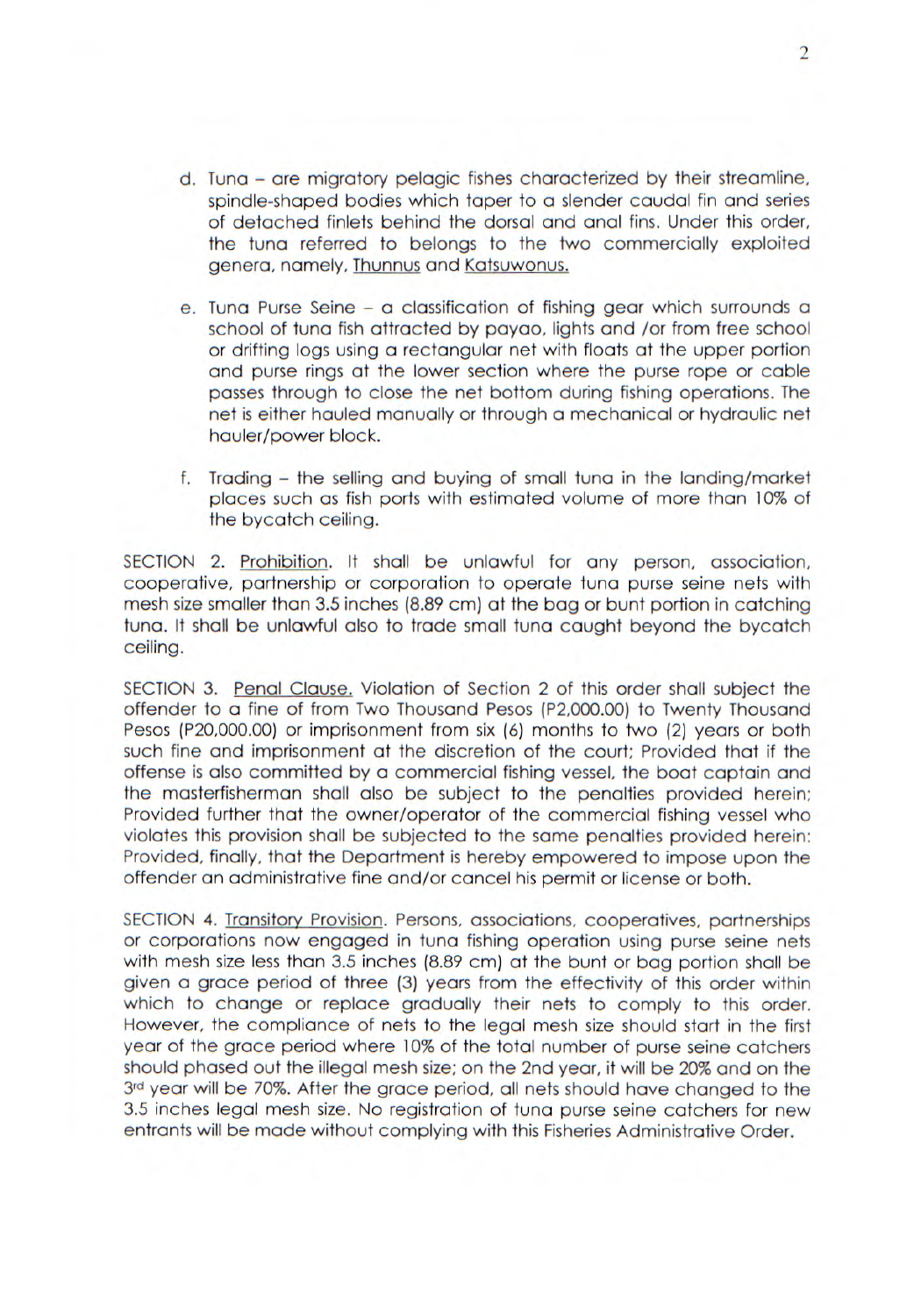d. Tuna – are migratory pelagic fishes characterized by their streamline, spindle-shaped bodies which taper to a slender caudal fin and series of detached finlets behind the dorsal and anal fins. Under this order, the tuna referred to belongs to the two commercially exploited genera, namely, Thunnus and Katsuwonus.

e. Tuna Purse Seine – a classification of fishing gear which surrounds a school of tuna fish attracted by payao, lights and /or from free school or drifting logs using a rectangular net with floats at the upper portion and purse rings at the lower section where the purse rope or cable passes through to close the net bottom during fishing operations. The net is either hauled manually or through a mechanical or hydraulic net hauler/power block.

f. Trading – the selling and buying of small tuna in the landing/market places such as fish ports with estimated volume of more than 10% of the bycatch ceiling.

SECTION 2. Prohibition. It shall be unlawful for any person, association, cooperative, partnership or corporation to operate tuna purse seine nets with mesh size smaller than 3.5 inches (8.89 cm) at the bag or bunt portion in catching tuna. It shall be unlawful also to trade small tuna caught beyond the bycatch ceiling.

SECTION 3. Penal Clause. Violation of Section 2 of this order shall subject the offender to a fine of from Two Thousand Pesos (P2,000.00) to Twenty Thousand Pesos (P20,000.00) or imprisonment from six (6) months to two (2) years or both such fine and imprisonment at the discretion of the court; Provided that if the offense is also committed by a commercial fishing vessel, the boat captain and the masterfisherman shall also be subject to the penalties provided herein; Provided further that the owner/operator of the commercial fishing vessel who violates this provision shall be subjected to the same penalties provided herein: Provided, finally, that the Department is hereby empowered to impose upon the offender an administrative fine and/or cancel his permit or license or both.

SECTION 4. Transitory Provision. Persons, associations, cooperatives, partnerships or corporations now engaged in tuna fishing operation using purse seine nets with mesh size less than 3.5 inches (8.89 cm) at the bunt or bag portion shall be given a grace period of three (3) years from the effectivity of this order within which to change or replace gradually their nets to comply to this order. However, the compliance of nets to the legal mesh size should start in the first year of the grace period where 10% of the total number of purse seine catchers should phased out the illegal mesh size; on the 2nd year, it will be 20% and on the 3rd year will be 70%. After the grace period, all nets should have changed to the 3.5 inches legal mesh size. No registration of tuna purse seine catchers for new entrants will be made without complying with this Fisheries Administrative Order.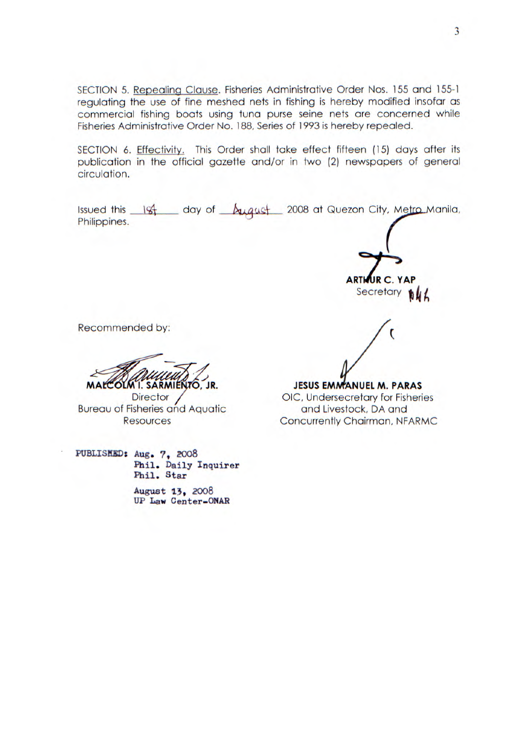SECTION 5. Repealing Clause. Fisheries Administrative Order Nos. 155 and 155-1 regulating the use of fine meshed nets in fishing is hereby modified insofar as commercial fishing boats using tuna purse seine nets are concerned while Fisheries Administrative Order No. 188, Series of 1993 is hereby repealed.

SECTION 6. Effectivity. This Order shall take effect fifteen (15) days after its publication in the official gazette and/or in two (2) newspapers of general circulation.

Issued this 1st day of August 2008 at Quezon City, Metro Manila, Philippines.

**ARTHUR C. YAP**
Secretary

Recommended by:

**MALCOLM I. SARMIENTO, JR.**
Director
Bureau of Fisheries and Aquatic Resources

**JESUS EMMANUEL M. PARAS**
OIC, Undersecretary for Fisheries and Livestock, DA and Concurrently Chairman, NFARMC

PUBLISHED: Aug. 7, 2008
Phil. Daily Inquirer
Phil. Star

August 13, 2008
UP Law Center-ONAR